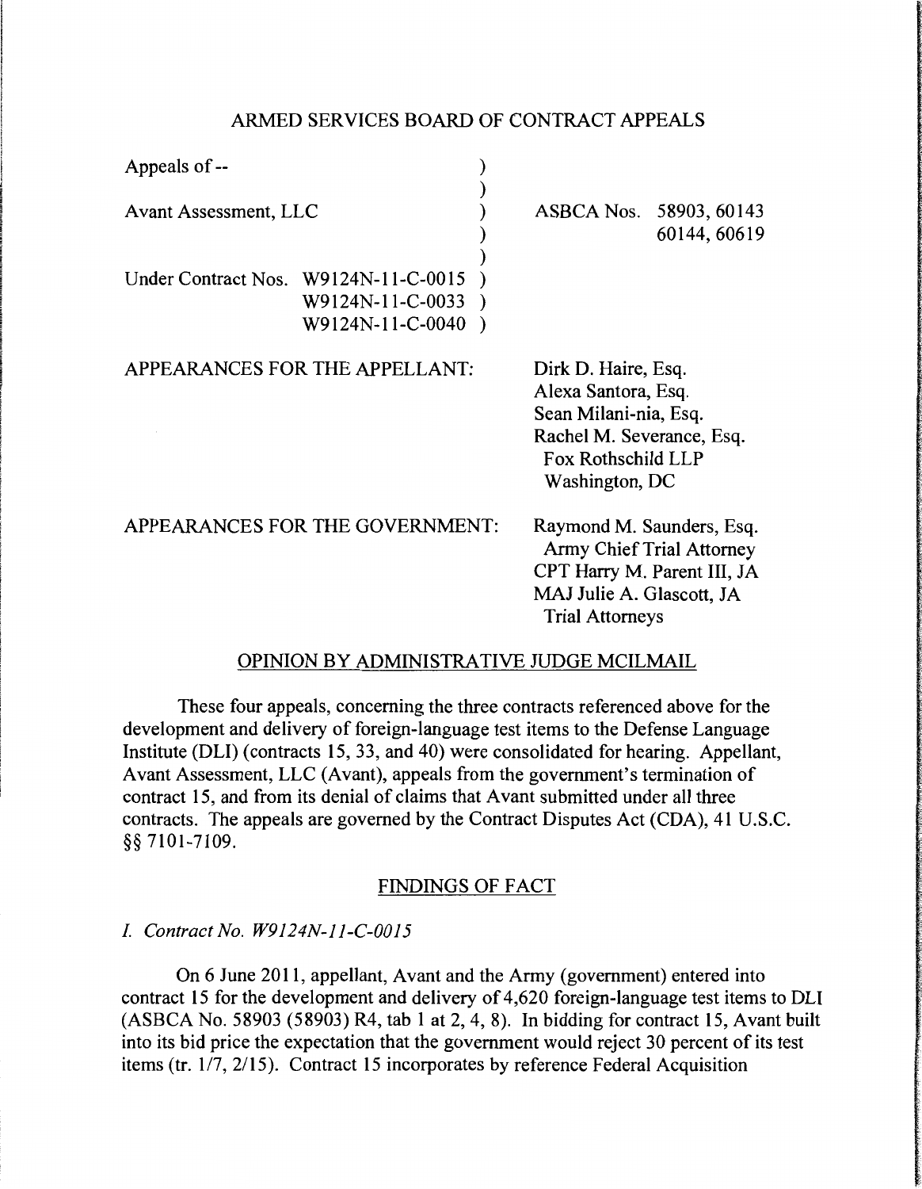ARMED SERVICES BOARD OF CONTRACT APPEALS

| | |
|---|---|
| Appeals of -- | |
| Avant Assessment, LLC | ASBCA Nos. 58903, 60143 60144, 60619 |
| Under Contract Nos. W9124N-11-C-0015 W9124N-11-C-0033 W9124N-11-C-0040 | |

APPEARANCES FOR THE APPELLANT: Dirk D. Haire, Esq.
Alexa Santora, Esq.
Sean Milani-nia, Esq.
Rachel M. Severance, Esq.
Fox Rothschild LLP
Washington, DC

APPEARANCES FOR THE GOVERNMENT: Raymond M. Saunders, Esq.
Army Chief Trial Attorney
CPT Harry M. Parent III, JA
MAJ Julie A. Glascott, JA
Trial Attorneys

OPINION BY ADMINISTRATIVE JUDGE MCILMAIL

These four appeals, concerning the three contracts referenced above for the development and delivery of foreign-language test items to the Defense Language Institute (DLI) (contracts 15, 33, and 40) were consolidated for hearing. Appellant, Avant Assessment, LLC (Avant), appeals from the government's termination of contract 15, and from its denial of claims that Avant submitted under all three contracts. The appeals are governed by the Contract Disputes Act (CDA), 41 U.S.C. §§ 7101-7109.

FINDINGS OF FACT

*I. Contract No. W9124N-11-C-0015*

On 6 June 2011, appellant, Avant and the Army (government) entered into contract 15 for the development and delivery of 4,620 foreign-language test items to DLI (ASBCA No. 58903 (58903) R4, tab 1 at 2, 4, 8). In bidding for contract 15, Avant built into its bid price the expectation that the government would reject 30 percent of its test items (tr. 1/7, 2/15). Contract 15 incorporates by reference Federal Acquisition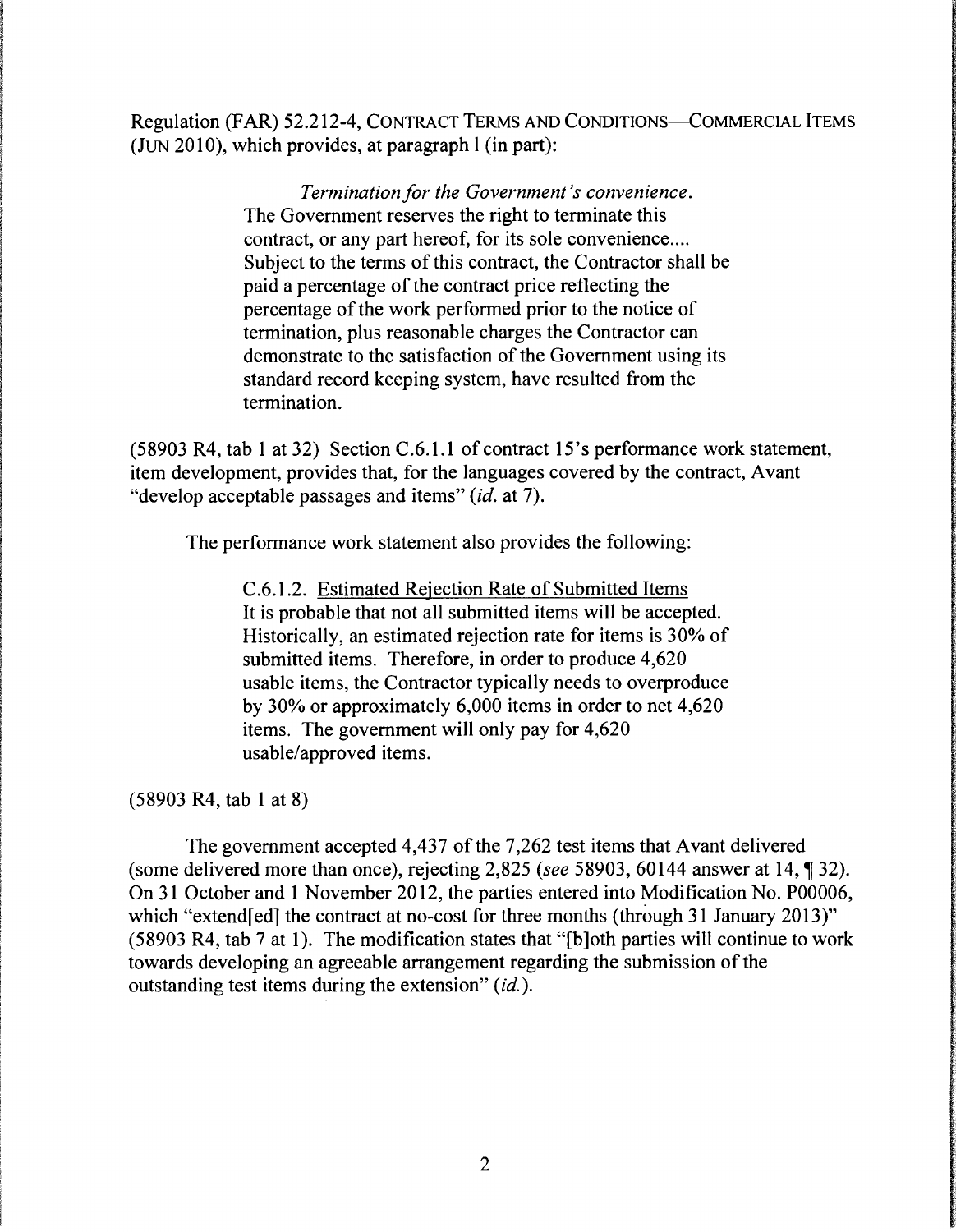Regulation (FAR) 52.212-4, CONTRACT TERMS AND CONDITIONS—COMMERCIAL ITEMS (JUN 2010), which provides, at paragraph l (in part):

> *Termination for the Government's convenience.* The Government reserves the right to terminate this contract, or any part hereof, for its sole convenience.... Subject to the terms of this contract, the Contractor shall be paid a percentage of the contract price reflecting the percentage of the work performed prior to the notice of termination, plus reasonable charges the Contractor can demonstrate to the satisfaction of the Government using its standard record keeping system, have resulted from the termination.

(58903 R4, tab 1 at 32) Section C.6.1.1 of contract 15's performance work statement, item development, provides that, for the languages covered by the contract, Avant "develop acceptable passages and items" (*id.* at 7).

The performance work statement also provides the following:

> C.6.1.2. Estimated Rejection Rate of Submitted Items
> It is probable that not all submitted items will be accepted. Historically, an estimated rejection rate for items is 30% of submitted items. Therefore, in order to produce 4,620 usable items, the Contractor typically needs to overproduce by 30% or approximately 6,000 items in order to net 4,620 items. The government will only pay for 4,620 usable/approved items.

(58903 R4, tab 1 at 8)

The government accepted 4,437 of the 7,262 test items that Avant delivered (some delivered more than once), rejecting 2,825 (*see* 58903, 60144 answer at 14, ¶ 32). On 31 October and 1 November 2012, the parties entered into Modification No. P00006, which "extend[ed] the contract at no-cost for three months (through 31 January 2013)" (58903 R4, tab 7 at 1). The modification states that "[b]oth parties will continue to work towards developing an agreeable arrangement regarding the submission of the outstanding test items during the extension" (*id.*).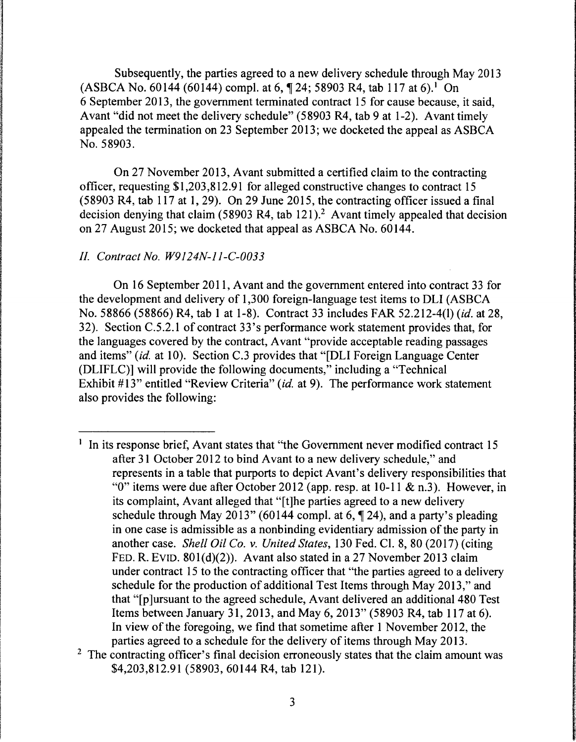Subsequently, the parties agreed to a new delivery schedule through May 2013 (ASBCA No. 60144 (60144) compl. at 6, ¶ 24; 58903 R4, tab 117 at 6).[1] On 6 September 2013, the government terminated contract 15 for cause because, it said, Avant "did not meet the delivery schedule" (58903 R4, tab 9 at 1-2). Avant timely appealed the termination on 23 September 2013; we docketed the appeal as ASBCA No. 58903.

On 27 November 2013, Avant submitted a certified claim to the contracting officer, requesting $1,203,812.91 for alleged constructive changes to contract 15 (58903 R4, tab 117 at 1, 29). On 29 June 2015, the contracting officer issued a final decision denying that claim (58903 R4, tab 121).[2] Avant timely appealed that decision on 27 August 2015; we docketed that appeal as ASBCA No. 60144.

### *II. Contract No. W9124N-11-C-0033*

On 16 September 2011, Avant and the government entered into contract 33 for the development and delivery of 1,300 foreign-language test items to DLI (ASBCA No. 58866 (58866) R4, tab 1 at 1-8). Contract 33 includes FAR 52.212-4(l) (*id.* at 28, 32). Section C.5.2.1 of contract 33's performance work statement provides that, for the languages covered by the contract, Avant "provide acceptable reading passages and items" (*id.* at 10). Section C.3 provides that "[DLI Foreign Language Center (DLIFLC)] will provide the following documents," including a "Technical Exhibit #13" entitled "Review Criteria" (*id.* at 9). The performance work statement also provides the following:

---

[1] In its response brief, Avant states that "the Government never modified contract 15 after 31 October 2012 to bind Avant to a new delivery schedule," and represents in a table that purports to depict Avant's delivery responsibilities that "0" items were due after October 2012 (app. resp. at 10-11 & n.3). However, in its complaint, Avant alleged that "[t]he parties agreed to a new delivery schedule through May 2013" (60144 compl. at 6, ¶ 24), and a party's pleading in one case is admissible as a nonbinding evidentiary admission of the party in another case. *Shell Oil Co. v. United States*, 130 Fed. Cl. 8, 80 (2017) (citing FED. R. EVID. 801(d)(2)). Avant also stated in a 27 November 2013 claim under contract 15 to the contracting officer that "the parties agreed to a delivery schedule for the production of additional Test Items through May 2013," and that "[p]ursuant to the agreed schedule, Avant delivered an additional 480 Test Items between January 31, 2013, and May 6, 2013" (58903 R4, tab 117 at 6). In view of the foregoing, we find that sometime after 1 November 2012, the parties agreed to a schedule for the delivery of items through May 2013.

[2] The contracting officer's final decision erroneously states that the claim amount was $4,203,812.91 (58903, 60144 R4, tab 121).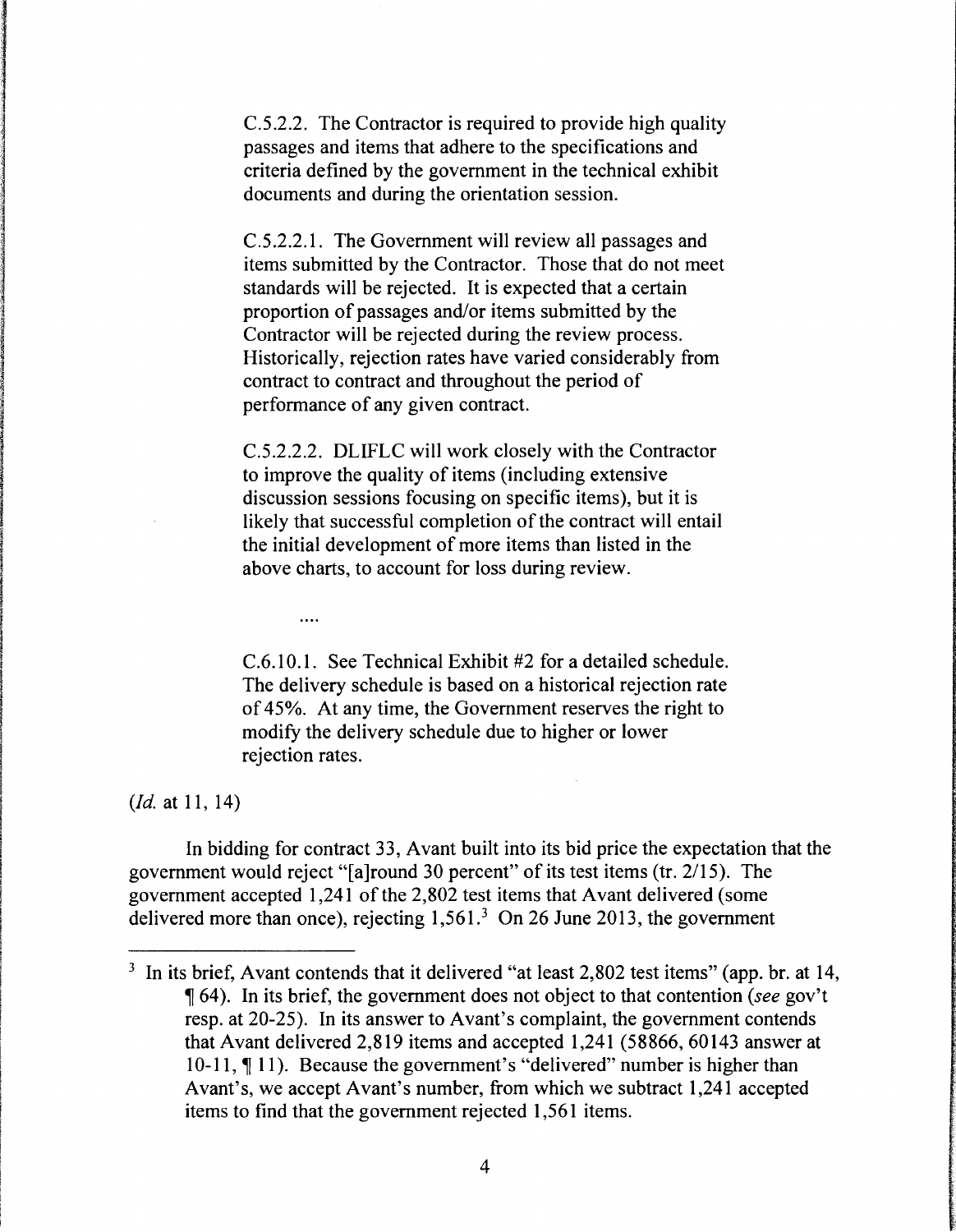> C.5.2.2. The Contractor is required to provide high quality passages and items that adhere to the specifications and criteria defined by the government in the technical exhibit documents and during the orientation session.
>
> C.5.2.2.1. The Government will review all passages and items submitted by the Contractor. Those that do not meet standards will be rejected. It is expected that a certain proportion of passages and/or items submitted by the Contractor will be rejected during the review process. Historically, rejection rates have varied considerably from contract to contract and throughout the period of performance of any given contract.
>
> C.5.2.2.2. DLIFLC will work closely with the Contractor to improve the quality of items (including extensive discussion sessions focusing on specific items), but it is likely that successful completion of the contract will entail the initial development of more items than listed in the above charts, to account for loss during review.
>
> ....
>
> C.6.10.1. See Technical Exhibit #2 for a detailed schedule. The delivery schedule is based on a historical rejection rate of 45%. At any time, the Government reserves the right to modify the delivery schedule due to higher or lower rejection rates.

(*Id.* at 11, 14)

In bidding for contract 33, Avant built into its bid price the expectation that the government would reject "[a]round 30 percent" of its test items (tr. 2/15). The government accepted 1,241 of the 2,802 test items that Avant delivered (some delivered more than once), rejecting 1,561.[3] On 26 June 2013, the government

---

[3] In its brief, Avant contends that it delivered "at least 2,802 test items" (app. br. at 14, ¶ 64). In its brief, the government does not object to that contention (*see* gov't resp. at 20-25). In its answer to Avant's complaint, the government contends that Avant delivered 2,819 items and accepted 1,241 (58866, 60143 answer at 10-11, ¶ 11). Because the government's "delivered" number is higher than Avant's, we accept Avant's number, from which we subtract 1,241 accepted items to find that the government rejected 1,561 items.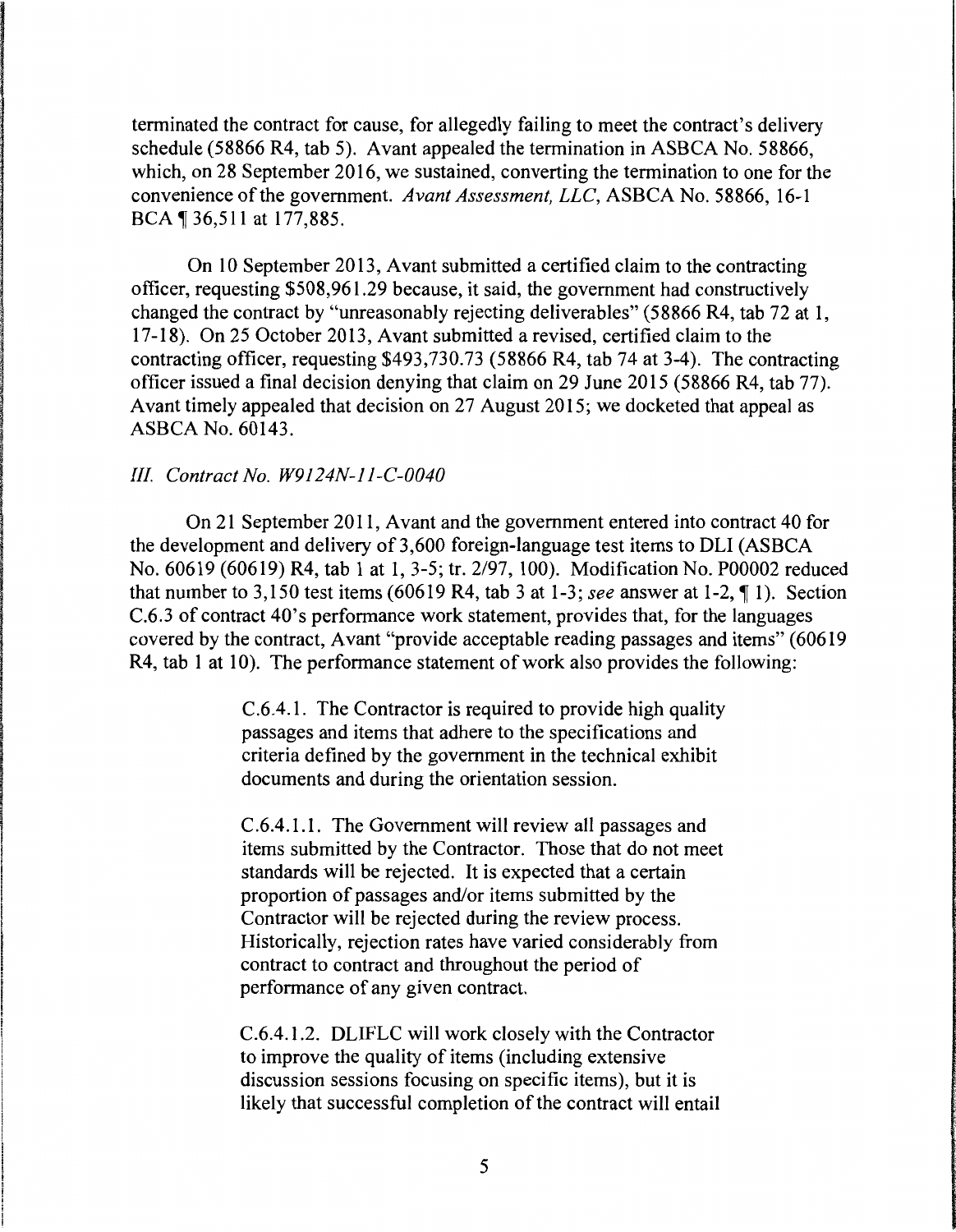terminated the contract for cause, for allegedly failing to meet the contract's delivery schedule (58866 R4, tab 5). Avant appealed the termination in ASBCA No. 58866, which, on 28 September 2016, we sustained, converting the termination to one for the convenience of the government. *Avant Assessment, LLC*, ASBCA No. 58866, 16-1 BCA ¶ 36,511 at 177,885.

On 10 September 2013, Avant submitted a certified claim to the contracting officer, requesting $508,961.29 because, it said, the government had constructively changed the contract by "unreasonably rejecting deliverables" (58866 R4, tab 72 at 1, 17-18). On 25 October 2013, Avant submitted a revised, certified claim to the contracting officer, requesting $493,730.73 (58866 R4, tab 74 at 3-4). The contracting officer issued a final decision denying that claim on 29 June 2015 (58866 R4, tab 77). Avant timely appealed that decision on 27 August 2015; we docketed that appeal as ASBCA No. 60143.

*III. Contract No. W9124N-11-C-0040*

On 21 September 2011, Avant and the government entered into contract 40 for the development and delivery of 3,600 foreign-language test items to DLI (ASBCA No. 60619 (60619) R4, tab 1 at 1, 3-5; tr. 2/97, 100). Modification No. P00002 reduced that number to 3,150 test items (60619 R4, tab 3 at 1-3; *see* answer at 1-2, ¶ 1). Section C.6.3 of contract 40's performance work statement, provides that, for the languages covered by the contract, Avant "provide acceptable reading passages and items" (60619 R4, tab 1 at 10). The performance statement of work also provides the following:

> C.6.4.1. The Contractor is required to provide high quality passages and items that adhere to the specifications and criteria defined by the government in the technical exhibit documents and during the orientation session.
>
> C.6.4.1.1. The Government will review all passages and items submitted by the Contractor. Those that do not meet standards will be rejected. It is expected that a certain proportion of passages and/or items submitted by the Contractor will be rejected during the review process. Historically, rejection rates have varied considerably from contract to contract and throughout the period of performance of any given contract.
>
> C.6.4.1.2. DLIFLC will work closely with the Contractor to improve the quality of items (including extensive discussion sessions focusing on specific items), but it is likely that successful completion of the contract will entail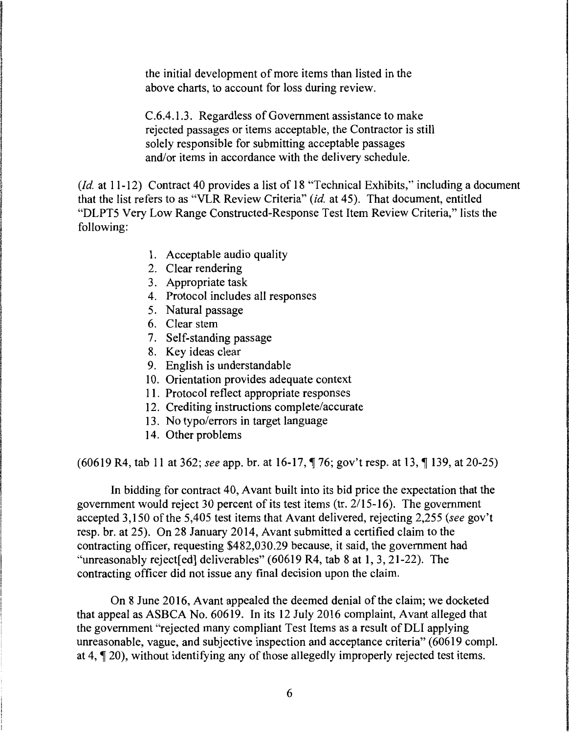the initial development of more items than listed in the above charts, to account for loss during review.

C.6.4.1.3. Regardless of Government assistance to make rejected passages or items acceptable, the Contractor is still solely responsible for submitting acceptable passages and/or items in accordance with the delivery schedule.

(*Id.* at 11-12) Contract 40 provides a list of 18 "Technical Exhibits," including a document that the list refers to as "VLR Review Criteria" (*id.* at 45). That document, entitled "DLPT5 Very Low Range Constructed-Response Test Item Review Criteria," lists the following:

1. Acceptable audio quality
2. Clear rendering
3. Appropriate task
4. Protocol includes all responses
5. Natural passage
6. Clear stem
7. Self-standing passage
8. Key ideas clear
9. English is understandable
10. Orientation provides adequate context
11. Protocol reflect appropriate responses
12. Crediting instructions complete/accurate
13. No typo/errors in target language
14. Other problems

(60619 R4, tab 11 at 362; *see* app. br. at 16-17, ¶ 76; gov't resp. at 13, ¶ 139, at 20-25)

In bidding for contract 40, Avant built into its bid price the expectation that the government would reject 30 percent of its test items (tr. 2/15-16). The government accepted 3,150 of the 5,405 test items that Avant delivered, rejecting 2,255 (*see* gov't resp. br. at 25). On 28 January 2014, Avant submitted a certified claim to the contracting officer, requesting $482,030.29 because, it said, the government had "unreasonably reject[ed] deliverables" (60619 R4, tab 8 at 1, 3, 21-22). The contracting officer did not issue any final decision upon the claim.

On 8 June 2016, Avant appealed the deemed denial of the claim; we docketed that appeal as ASBCA No. 60619. In its 12 July 2016 complaint, Avant alleged that the government "rejected many compliant Test Items as a result of DLI applying unreasonable, vague, and subjective inspection and acceptance criteria" (60619 compl. at 4, ¶ 20), without identifying any of those allegedly improperly rejected test items.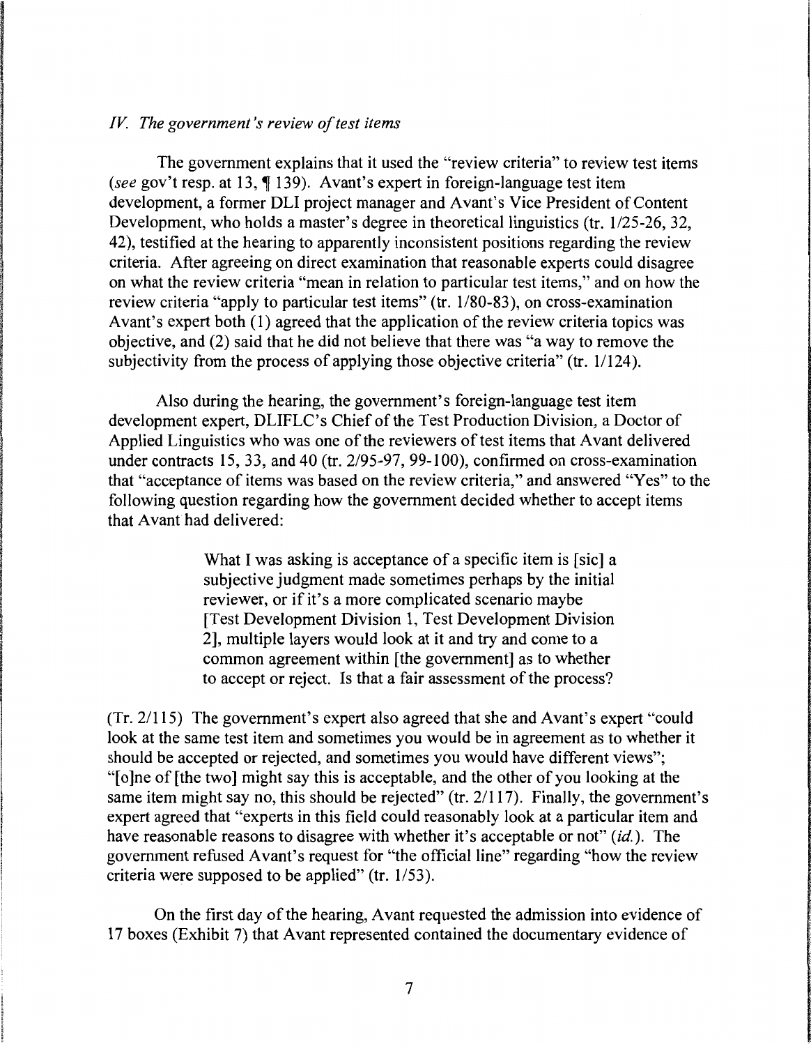*IV. The government's review of test items*

The government explains that it used the "review criteria" to review test items (*see* gov't resp. at 13, ¶ 139). Avant's expert in foreign-language test item development, a former DLI project manager and Avant's Vice President of Content Development, who holds a master's degree in theoretical linguistics (tr. 1/25-26, 32, 42), testified at the hearing to apparently inconsistent positions regarding the review criteria. After agreeing on direct examination that reasonable experts could disagree on what the review criteria "mean in relation to particular test items," and on how the review criteria "apply to particular test items" (tr. 1/80-83), on cross-examination Avant's expert both (1) agreed that the application of the review criteria topics was objective, and (2) said that he did not believe that there was "a way to remove the subjectivity from the process of applying those objective criteria" (tr. 1/124).

Also during the hearing, the government's foreign-language test item development expert, DLIFLC's Chief of the Test Production Division, a Doctor of Applied Linguistics who was one of the reviewers of test items that Avant delivered under contracts 15, 33, and 40 (tr. 2/95-97, 99-100), confirmed on cross-examination that "acceptance of items was based on the review criteria," and answered "Yes" to the following question regarding how the government decided whether to accept items that Avant had delivered:

> What I was asking is acceptance of a specific item is [sic] a subjective judgment made sometimes perhaps by the initial reviewer, or if it's a more complicated scenario maybe [Test Development Division 1, Test Development Division 2], multiple layers would look at it and try and come to a common agreement within [the government] as to whether to accept or reject. Is that a fair assessment of the process?

(Tr. 2/115) The government's expert also agreed that she and Avant's expert "could look at the same test item and sometimes you would be in agreement as to whether it should be accepted or rejected, and sometimes you would have different views"; "[o]ne of [the two] might say this is acceptable, and the other of you looking at the same item might say no, this should be rejected" (tr. 2/117). Finally, the government's expert agreed that "experts in this field could reasonably look at a particular item and have reasonable reasons to disagree with whether it's acceptable or not" (*id.*). The government refused Avant's request for "the official line" regarding "how the review criteria were supposed to be applied" (tr. 1/53).

On the first day of the hearing, Avant requested the admission into evidence of 17 boxes (Exhibit 7) that Avant represented contained the documentary evidence of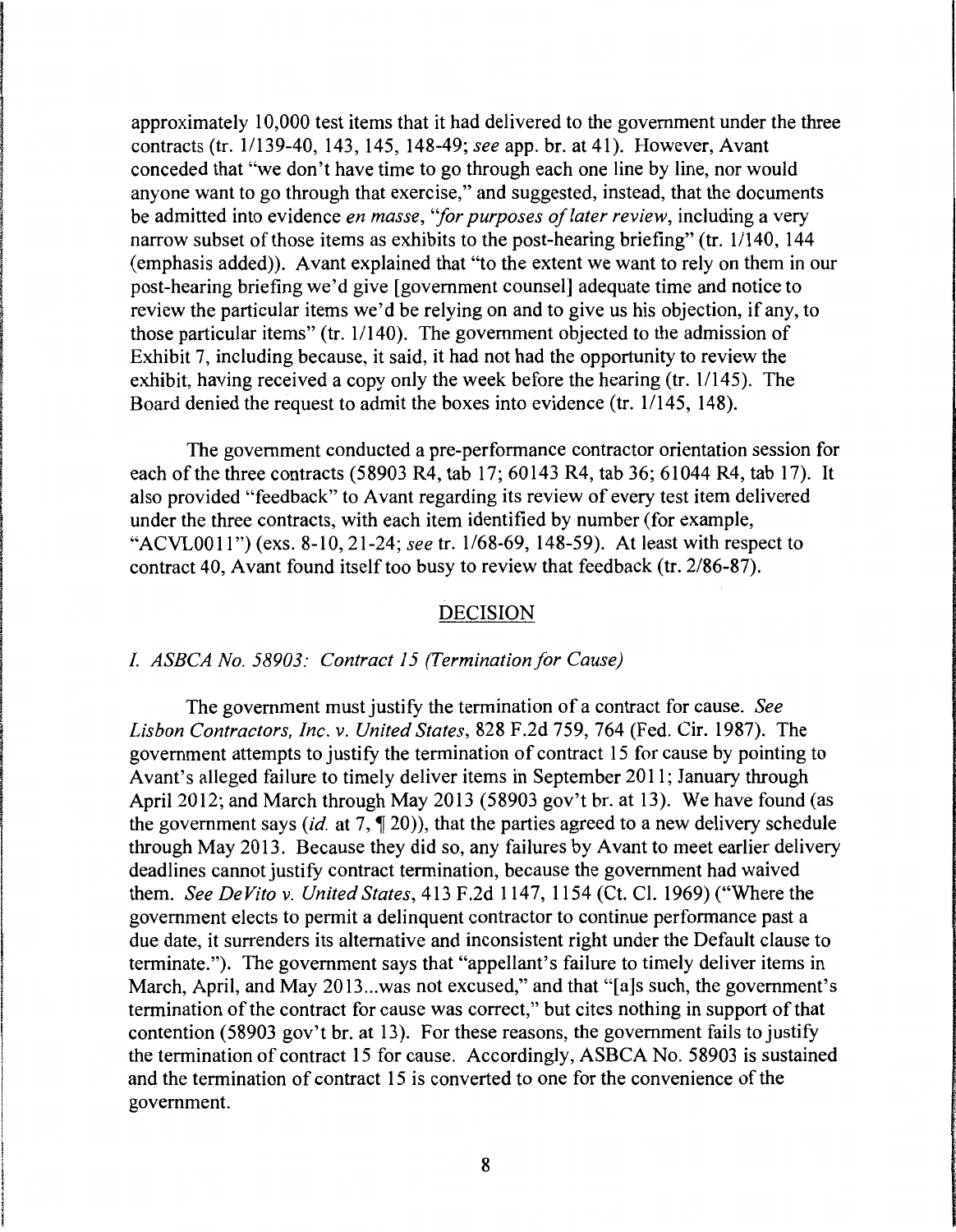approximately 10,000 test items that it had delivered to the government under the three contracts (tr. 1/139-40, 143, 145, 148-49; *see* app. br. at 41). However, Avant conceded that "we don't have time to go through each one line by line, nor would anyone want to go through that exercise," and suggested, instead, that the documents be admitted into evidence *en masse*, *"for purposes of later review*, including a very narrow subset of those items as exhibits to the post-hearing briefing" (tr. 1/140, 144 (emphasis added)). Avant explained that "to the extent we want to rely on them in our post-hearing briefing we'd give [government counsel] adequate time and notice to review the particular items we'd be relying on and to give us his objection, if any, to those particular items" (tr. 1/140). The government objected to the admission of Exhibit 7, including because, it said, it had not had the opportunity to review the exhibit, having received a copy only the week before the hearing (tr. 1/145). The Board denied the request to admit the boxes into evidence (tr. 1/145, 148).

The government conducted a pre-performance contractor orientation session for each of the three contracts (58903 R4, tab 17; 60143 R4, tab 36; 61044 R4, tab 17). It also provided "feedback" to Avant regarding its review of every test item delivered under the three contracts, with each item identified by number (for example, "ACVL0011") (exs. 8-10, 21-24; *see* tr. 1/68-69, 148-59). At least with respect to contract 40, Avant found itself too busy to review that feedback (tr. 2/86-87).

## DECISION

### *I. ASBCA No. 58903: Contract 15 (Termination for Cause)*

The government must justify the termination of a contract for cause. *See Lisbon Contractors, Inc. v. United States*, 828 F.2d 759, 764 (Fed. Cir. 1987). The government attempts to justify the termination of contract 15 for cause by pointing to Avant's alleged failure to timely deliver items in September 2011; January through April 2012; and March through May 2013 (58903 gov't br. at 13). We have found (as the government says (*id.* at 7, ¶ 20)), that the parties agreed to a new delivery schedule through May 2013. Because they did so, any failures by Avant to meet earlier delivery deadlines cannot justify contract termination, because the government had waived them. *See DeVito v. United States*, 413 F.2d 1147, 1154 (Ct. Cl. 1969) ("Where the government elects to permit a delinquent contractor to continue performance past a due date, it surrenders its alternative and inconsistent right under the Default clause to terminate."). The government says that "appellant's failure to timely deliver items in March, April, and May 2013...was not excused," and that "[a]s such, the government's termination of the contract for cause was correct," but cites nothing in support of that contention (58903 gov't br. at 13). For these reasons, the government fails to justify the termination of contract 15 for cause. Accordingly, ASBCA No. 58903 is sustained and the termination of contract 15 is converted to one for the convenience of the government.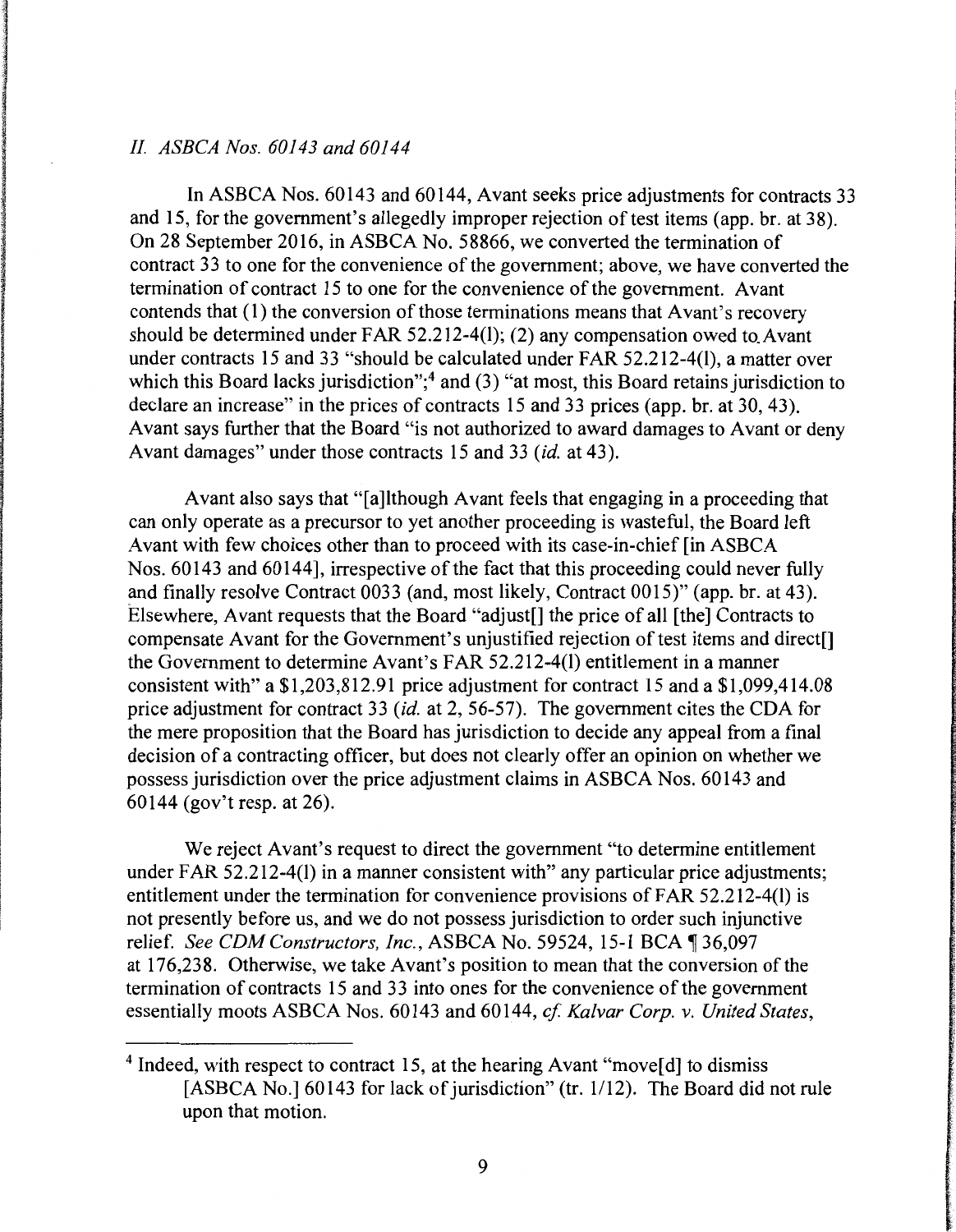### *II. ASBCA Nos. 60143 and 60144*

In ASBCA Nos. 60143 and 60144, Avant seeks price adjustments for contracts 33 and 15, for the government's allegedly improper rejection of test items (app. br. at 38). On 28 September 2016, in ASBCA No. 58866, we converted the termination of contract 33 to one for the convenience of the government; above, we have converted the termination of contract 15 to one for the convenience of the government. Avant contends that (1) the conversion of those terminations means that Avant's recovery should be determined under FAR 52.212-4(l); (2) any compensation owed to Avant under contracts 15 and 33 "should be calculated under FAR 52.212-4(l), a matter over which this Board lacks jurisdiction";[4] and (3) "at most, this Board retains jurisdiction to declare an increase" in the prices of contracts 15 and 33 prices (app. br. at 30, 43). Avant says further that the Board "is not authorized to award damages to Avant or deny Avant damages" under those contracts 15 and 33 (*id.* at 43).

Avant also says that "[a]lthough Avant feels that engaging in a proceeding that can only operate as a precursor to yet another proceeding is wasteful, the Board left Avant with few choices other than to proceed with its case-in-chief [in ASBCA Nos. 60143 and 60144], irrespective of the fact that this proceeding could never fully and finally resolve Contract 0033 (and, most likely, Contract 0015)" (app. br. at 43). Elsewhere, Avant requests that the Board "adjust[] the price of all [the] Contracts to compensate Avant for the Government's unjustified rejection of test items and direct[] the Government to determine Avant's FAR 52.212-4(l) entitlement in a manner consistent with" a $1,203,812.91 price adjustment for contract 15 and a $1,099,414.08 price adjustment for contract 33 (*id.* at 2, 56-57). The government cites the CDA for the mere proposition that the Board has jurisdiction to decide any appeal from a final decision of a contracting officer, but does not clearly offer an opinion on whether we possess jurisdiction over the price adjustment claims in ASBCA Nos. 60143 and 60144 (gov't resp. at 26).

We reject Avant's request to direct the government "to determine entitlement under FAR 52.212-4(l) in a manner consistent with" any particular price adjustments; entitlement under the termination for convenience provisions of FAR 52.212-4(l) is not presently before us, and we do not possess jurisdiction to order such injunctive relief. *See CDM Constructors, Inc.*, ASBCA No. 59524, 15-1 BCA ¶ 36,097 at 176,238. Otherwise, we take Avant's position to mean that the conversion of the termination of contracts 15 and 33 into ones for the convenience of the government essentially moots ASBCA Nos. 60143 and 60144, *cf. Kalvar Corp. v. United States*,

---

[4] Indeed, with respect to contract 15, at the hearing Avant "move[d] to dismiss [ASBCA No.] 60143 for lack of jurisdiction" (tr. 1/12). The Board did not rule upon that motion.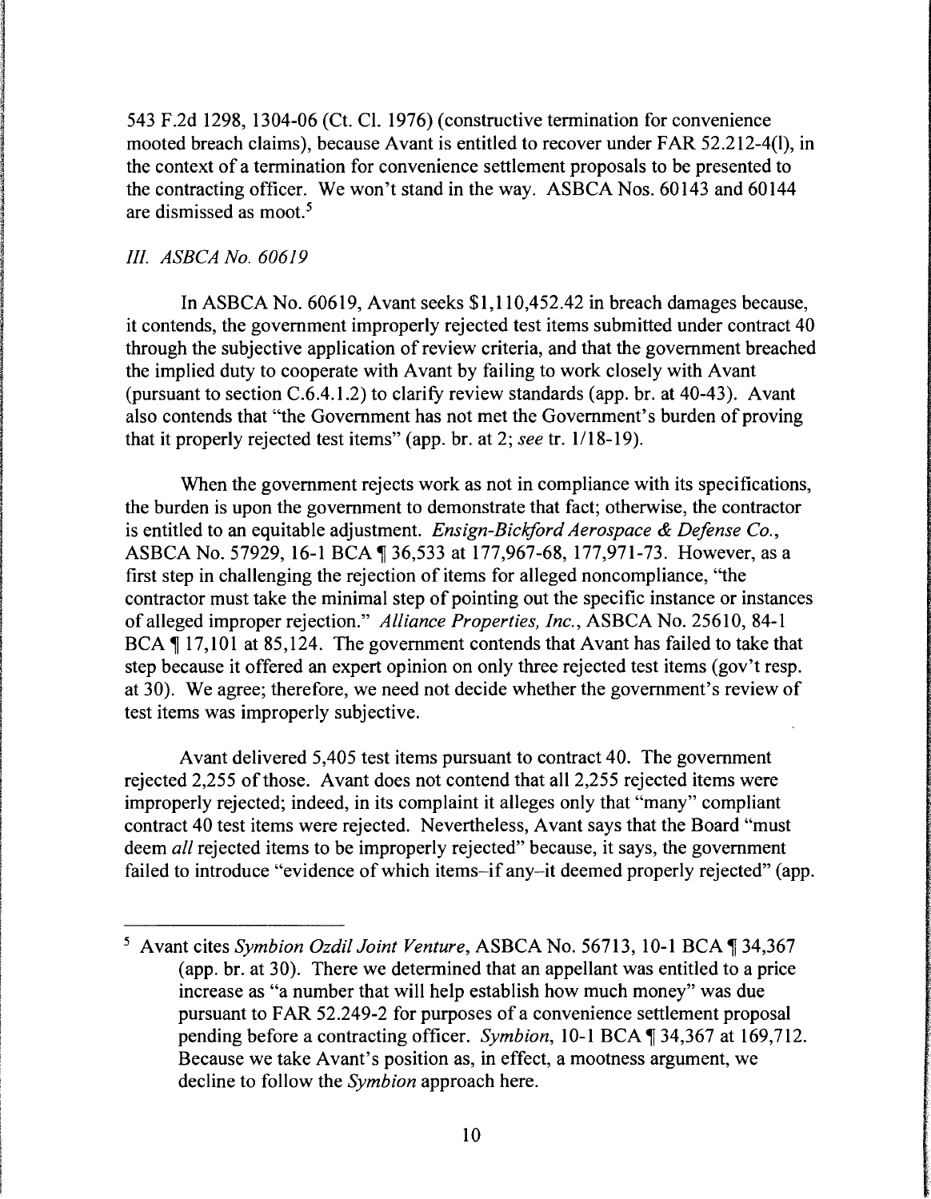543 F.2d 1298, 1304-06 (Ct. Cl. 1976) (constructive termination for convenience mooted breach claims), because Avant is entitled to recover under FAR 52.212-4(l), in the context of a termination for convenience settlement proposals to be presented to the contracting officer. We won't stand in the way. ASBCA Nos. 60143 and 60144 are dismissed as moot.[5]

### *III. ASBCA No. 60619*

In ASBCA No. 60619, Avant seeks $1,110,452.42 in breach damages because, it contends, the government improperly rejected test items submitted under contract 40 through the subjective application of review criteria, and that the government breached the implied duty to cooperate with Avant by failing to work closely with Avant (pursuant to section C.6.4.1.2) to clarify review standards (app. br. at 40-43). Avant also contends that "the Government has not met the Government's burden of proving that it properly rejected test items" (app. br. at 2; *see* tr. 1/18-19).

When the government rejects work as not in compliance with its specifications, the burden is upon the government to demonstrate that fact; otherwise, the contractor is entitled to an equitable adjustment. *Ensign-Bickford Aerospace & Defense Co.*, ASBCA No. 57929, 16-1 BCA ¶ 36,533 at 177,967-68, 177,971-73. However, as a first step in challenging the rejection of items for alleged noncompliance, "the contractor must take the minimal step of pointing out the specific instance or instances of alleged improper rejection." *Alliance Properties, Inc.*, ASBCA No. 25610, 84-1 BCA ¶ 17,101 at 85,124. The government contends that Avant has failed to take that step because it offered an expert opinion on only three rejected test items (gov't resp. at 30). We agree; therefore, we need not decide whether the government's review of test items was improperly subjective.

Avant delivered 5,405 test items pursuant to contract 40. The government rejected 2,255 of those. Avant does not contend that all 2,255 rejected items were improperly rejected; indeed, in its complaint it alleges only that "many" compliant contract 40 test items were rejected. Nevertheless, Avant says that the Board "must deem *all* rejected items to be improperly rejected" because, it says, the government failed to introduce "evidence of which items–if any–it deemed properly rejected" (app.

---

[5] Avant cites *Symbion Ozdil Joint Venture*, ASBCA No. 56713, 10-1 BCA ¶ 34,367 (app. br. at 30). There we determined that an appellant was entitled to a price increase as "a number that will help establish how much money" was due pursuant to FAR 52.249-2 for purposes of a convenience settlement proposal pending before a contracting officer. *Symbion*, 10-1 BCA ¶ 34,367 at 169,712. Because we take Avant's position as, in effect, a mootness argument, we decline to follow the *Symbion* approach here.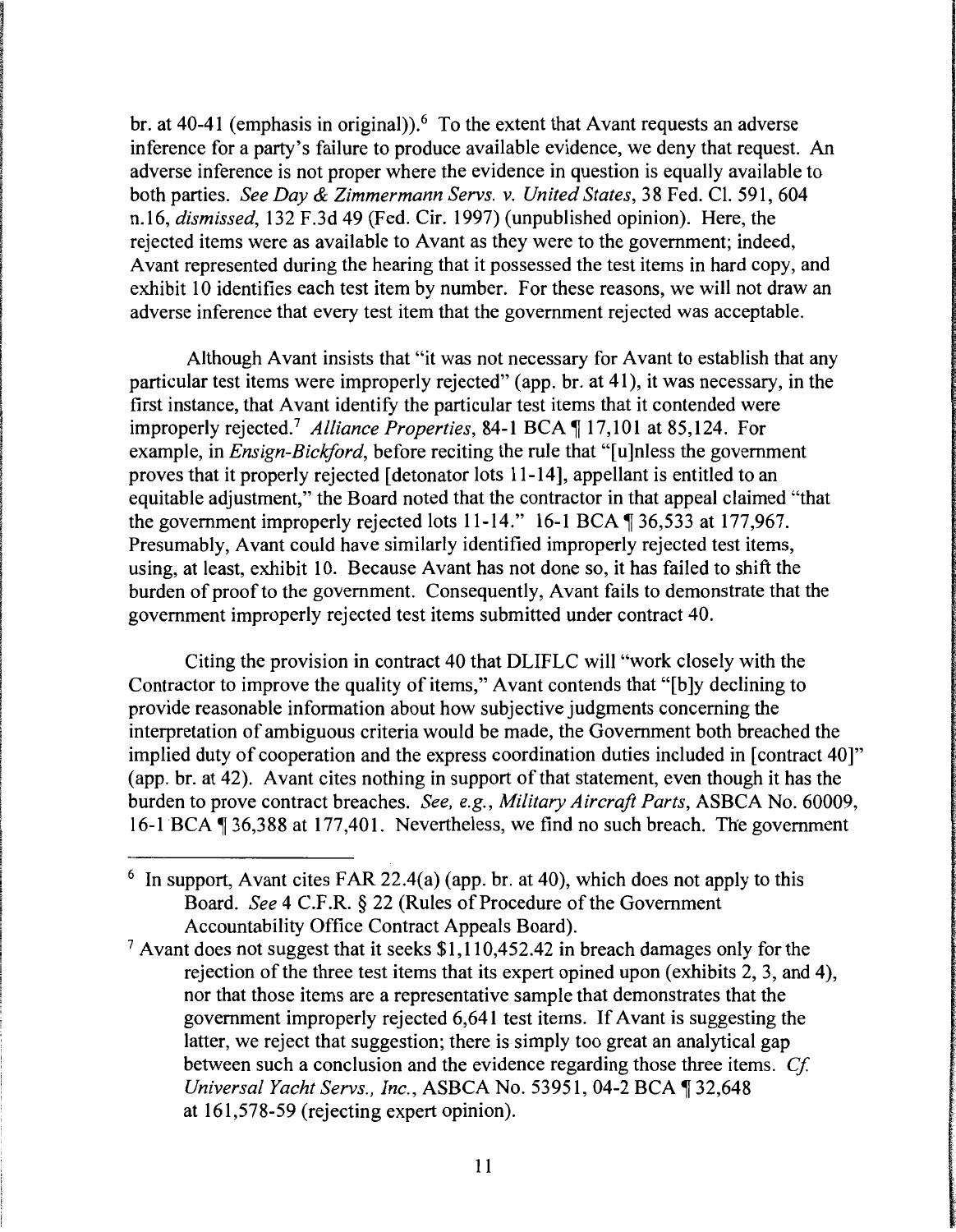br. at 40-41 (emphasis in original)).[6] To the extent that Avant requests an adverse inference for a party's failure to produce available evidence, we deny that request. An adverse inference is not proper where the evidence in question is equally available to both parties. *See Day & Zimmermann Servs. v. United States*, 38 Fed. Cl. 591, 604 n.16, *dismissed*, 132 F.3d 49 (Fed. Cir. 1997) (unpublished opinion). Here, the rejected items were as available to Avant as they were to the government; indeed, Avant represented during the hearing that it possessed the test items in hard copy, and exhibit 10 identifies each test item by number. For these reasons, we will not draw an adverse inference that every test item that the government rejected was acceptable.

Although Avant insists that "it was not necessary for Avant to establish that any particular test items were improperly rejected" (app. br. at 41), it was necessary, in the first instance, that Avant identify the particular test items that it contended were improperly rejected.[7] *Alliance Properties*, 84-1 BCA ¶ 17,101 at 85,124. For example, in *Ensign-Bickford*, before reciting the rule that "[u]nless the government proves that it properly rejected [detonator lots 11-14], appellant is entitled to an equitable adjustment," the Board noted that the contractor in that appeal claimed "that the government improperly rejected lots 11-14." 16-1 BCA ¶ 36,533 at 177,967. Presumably, Avant could have similarly identified improperly rejected test items, using, at least, exhibit 10. Because Avant has not done so, it has failed to shift the burden of proof to the government. Consequently, Avant fails to demonstrate that the government improperly rejected test items submitted under contract 40.

Citing the provision in contract 40 that DLIFLC will "work closely with the Contractor to improve the quality of items," Avant contends that "[b]y declining to provide reasonable information about how subjective judgments concerning the interpretation of ambiguous criteria would be made, the Government both breached the implied duty of cooperation and the express coordination duties included in [contract 40]" (app. br. at 42). Avant cites nothing in support of that statement, even though it has the burden to prove contract breaches. *See, e.g., Military Aircraft Parts*, ASBCA No. 60009, 16-1 BCA ¶ 36,388 at 177,401. Nevertheless, we find no such breach. The government

---

[6] In support, Avant cites FAR 22.4(a) (app. br. at 40), which does not apply to this Board. *See* 4 C.F.R. § 22 (Rules of Procedure of the Government Accountability Office Contract Appeals Board).

[7] Avant does not suggest that it seeks $1,110,452.42 in breach damages only for the rejection of the three test items that its expert opined upon (exhibits 2, 3, and 4), nor that those items are a representative sample that demonstrates that the government improperly rejected 6,641 test items. If Avant is suggesting the latter, we reject that suggestion; there is simply too great an analytical gap between such a conclusion and the evidence regarding those three items. *Cf. Universal Yacht Servs., Inc.*, ASBCA No. 53951, 04-2 BCA ¶ 32,648 at 161,578-59 (rejecting expert opinion).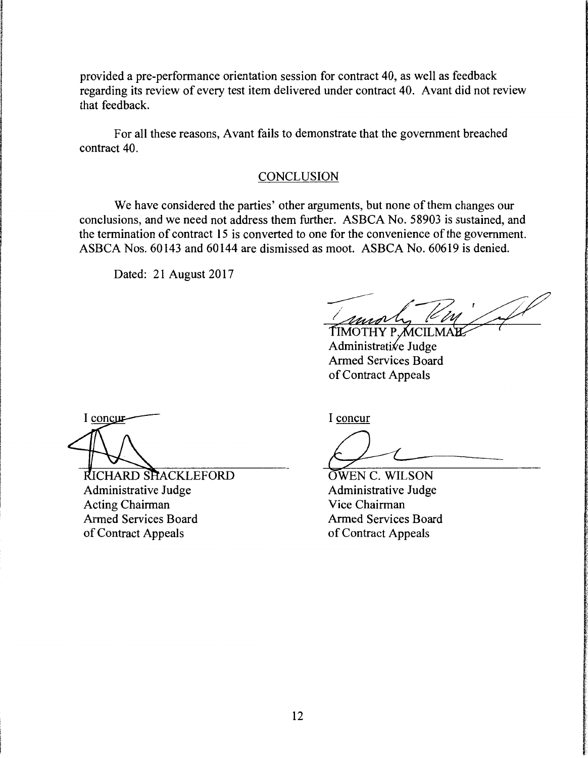provided a pre-performance orientation session for contract 40, as well as feedback regarding its review of every test item delivered under contract 40. Avant did not review that feedback.

For all these reasons, Avant fails to demonstrate that the government breached contract 40.

## CONCLUSION

We have considered the parties' other arguments, but none of them changes our conclusions, and we need not address them further. ASBCA No. 58903 is sustained, and the termination of contract 15 is converted to one for the convenience of the government. ASBCA Nos. 60143 and 60144 are dismissed as moot. ASBCA No. 60619 is denied.

Dated: 21 August 2017

TIMOTHY P. MCILMAIL
Administrative Judge
Armed Services Board
of Contract Appeals

I concur

RICHARD SHACKLEFORD
Administrative Judge
Acting Chairman
Armed Services Board
of Contract Appeals

I concur

OWEN C. WILSON
Administrative Judge
Vice Chairman
Armed Services Board
of Contract Appeals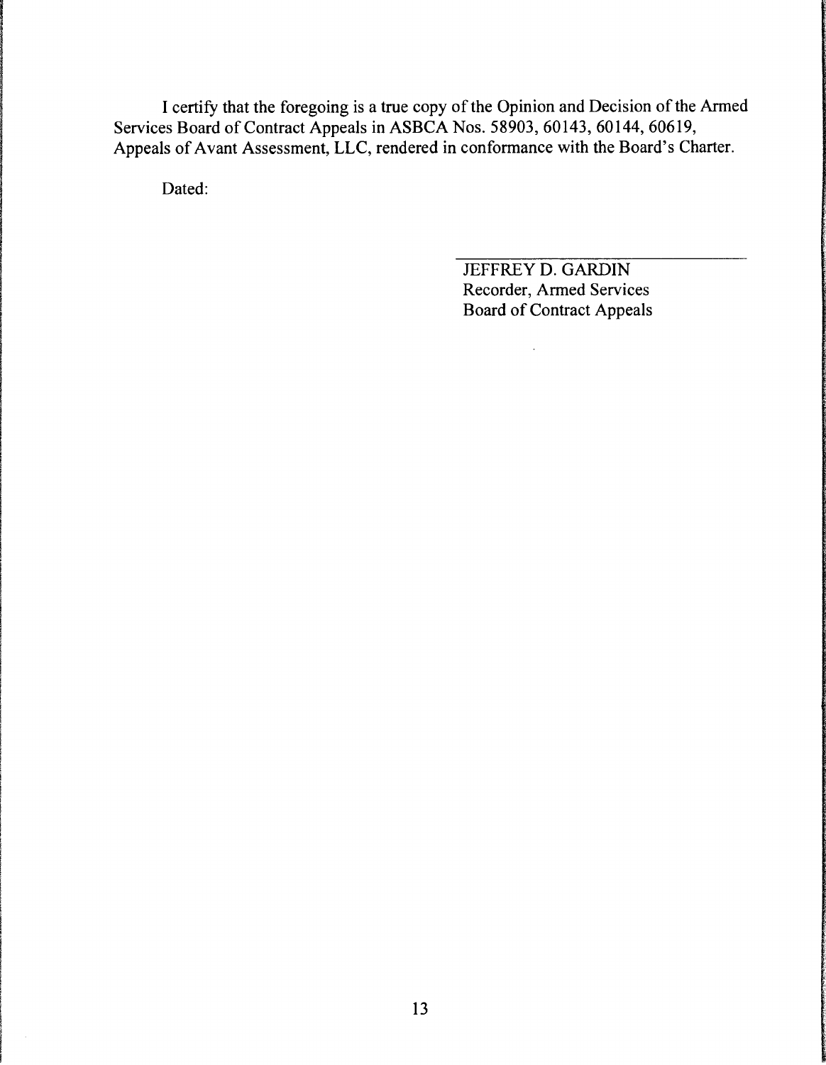I certify that the foregoing is a true copy of the Opinion and Decision of the Armed Services Board of Contract Appeals in ASBCA Nos. 58903, 60143, 60144, 60619, Appeals of Avant Assessment, LLC, rendered in conformance with the Board's Charter.

Dated:

JEFFREY D. GARDIN
Recorder, Armed Services
Board of Contract Appeals